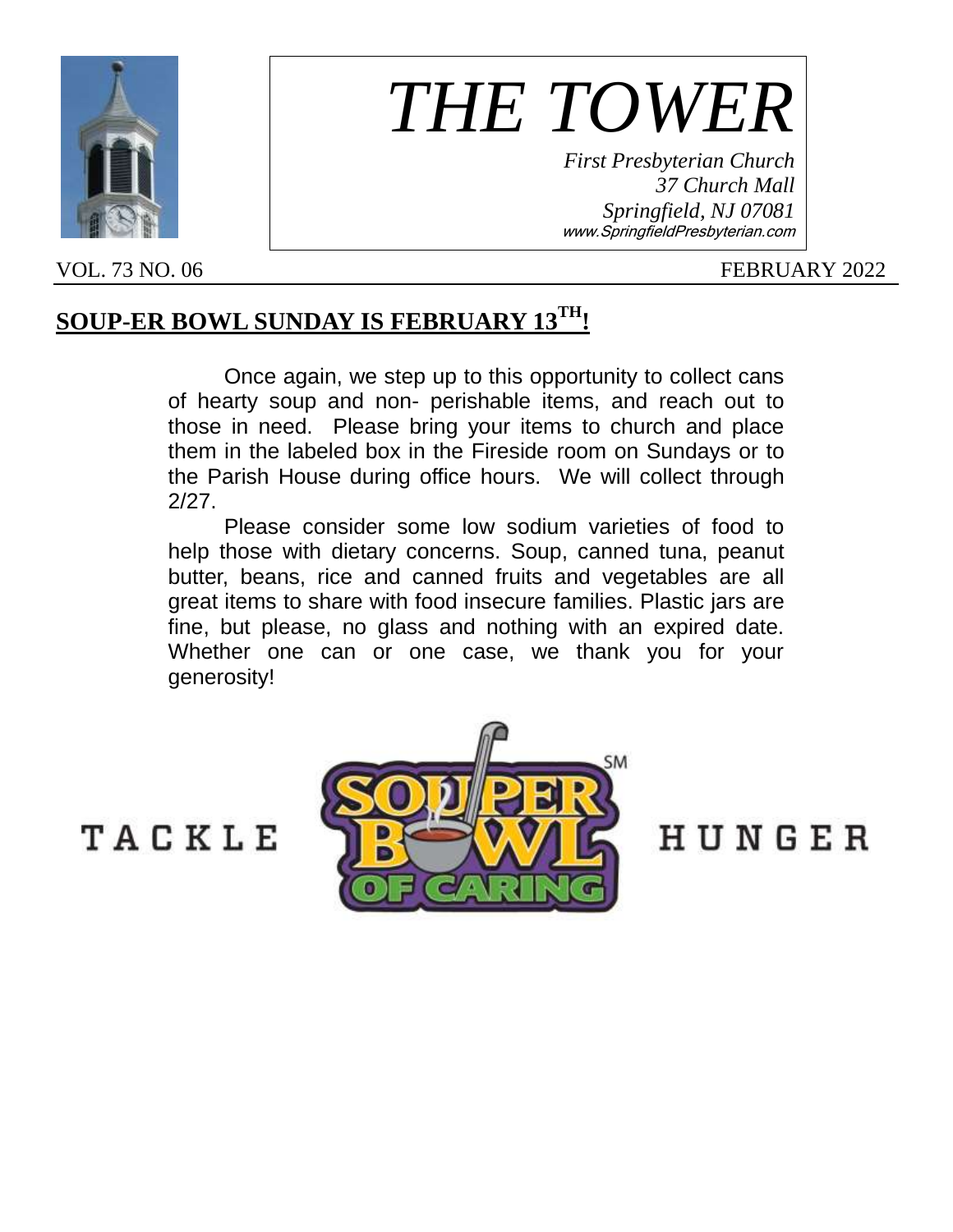# THE TOWER

*First Presbyterian Church*
*37 Church Mall*
*Springfield, NJ 07081*
*www.SpringfieldPresbyterian.com*

VOL. 73 NO. 06 FEBRUARY 2022

## SOUP-ER BOWL SUNDAY IS FEBRUARY 13TH!

Once again, we step up to this opportunity to collect cans of hearty soup and non- perishable items, and reach out to those in need. Please bring your items to church and place them in the labeled box in the Fireside room on Sundays or to the Parish House during office hours. We will collect through 2/27.

Please consider some low sodium varieties of food to help those with dietary concerns. Soup, canned tuna, peanut butter, beans, rice and canned fruits and vegetables are all great items to share with food insecure families. Plastic jars are fine, but please, no glass and nothing with an expired date. Whether one can or one case, we thank you for your generosity!

TACKLE SOUPER BOWL OF CARING HUNGER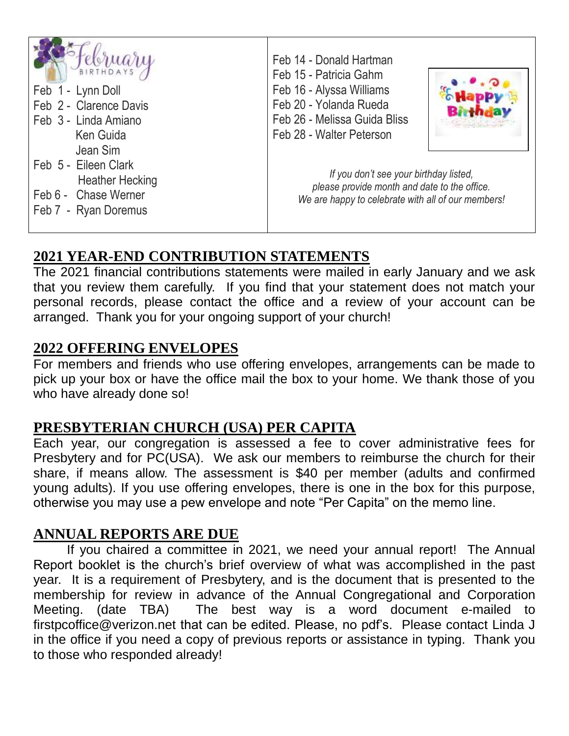## February BIRTHDAYS

Feb 1 - Lynn Doll
Feb 2 - Clarence Davis
Feb 3 - Linda Amiano
Ken Guida
Jean Sim
Feb 5 - Eileen Clark
Heather Hecking
Feb 6 - Chase Werner
Feb 7 - Ryan Doremus
Feb 14 - Donald Hartman
Feb 15 - Patricia Gahm
Feb 16 - Alyssa Williams
Feb 20 - Yolanda Rueda
Feb 26 - Melissa Guida Bliss
Feb 28 - Walter Peterson

*If you don't see your birthday listed, please provide month and date to the office. We are happy to celebrate with all of our members!*

## 2021 YEAR-END CONTRIBUTION STATEMENTS

The 2021 financial contributions statements were mailed in early January and we ask that you review them carefully. If you find that your statement does not match your personal records, please contact the office and a review of your account can be arranged. Thank you for your ongoing support of your church!

## 2022 OFFERING ENVELOPES

For members and friends who use offering envelopes, arrangements can be made to pick up your box or have the office mail the box to your home. We thank those of you who have already done so!

## PRESBYTERIAN CHURCH (USA) PER CAPITA

Each year, our congregation is assessed a fee to cover administrative fees for Presbytery and for PC(USA). We ask our members to reimburse the church for their share, if means allow. The assessment is $40 per member (adults and confirmed young adults). If you use offering envelopes, there is one in the box for this purpose, otherwise you may use a pew envelope and note "Per Capita" on the memo line.

## ANNUAL REPORTS ARE DUE

If you chaired a committee in 2021, we need your annual report! The Annual Report booklet is the church's brief overview of what was accomplished in the past year. It is a requirement of Presbytery, and is the document that is presented to the membership for review in advance of the Annual Congregational and Corporation Meeting. (date TBA) The best way is a word document e-mailed to firstpcoffice@verizon.net that can be edited. Please, no pdf's. Please contact Linda J in the office if you need a copy of previous reports or assistance in typing. Thank you to those who responded already!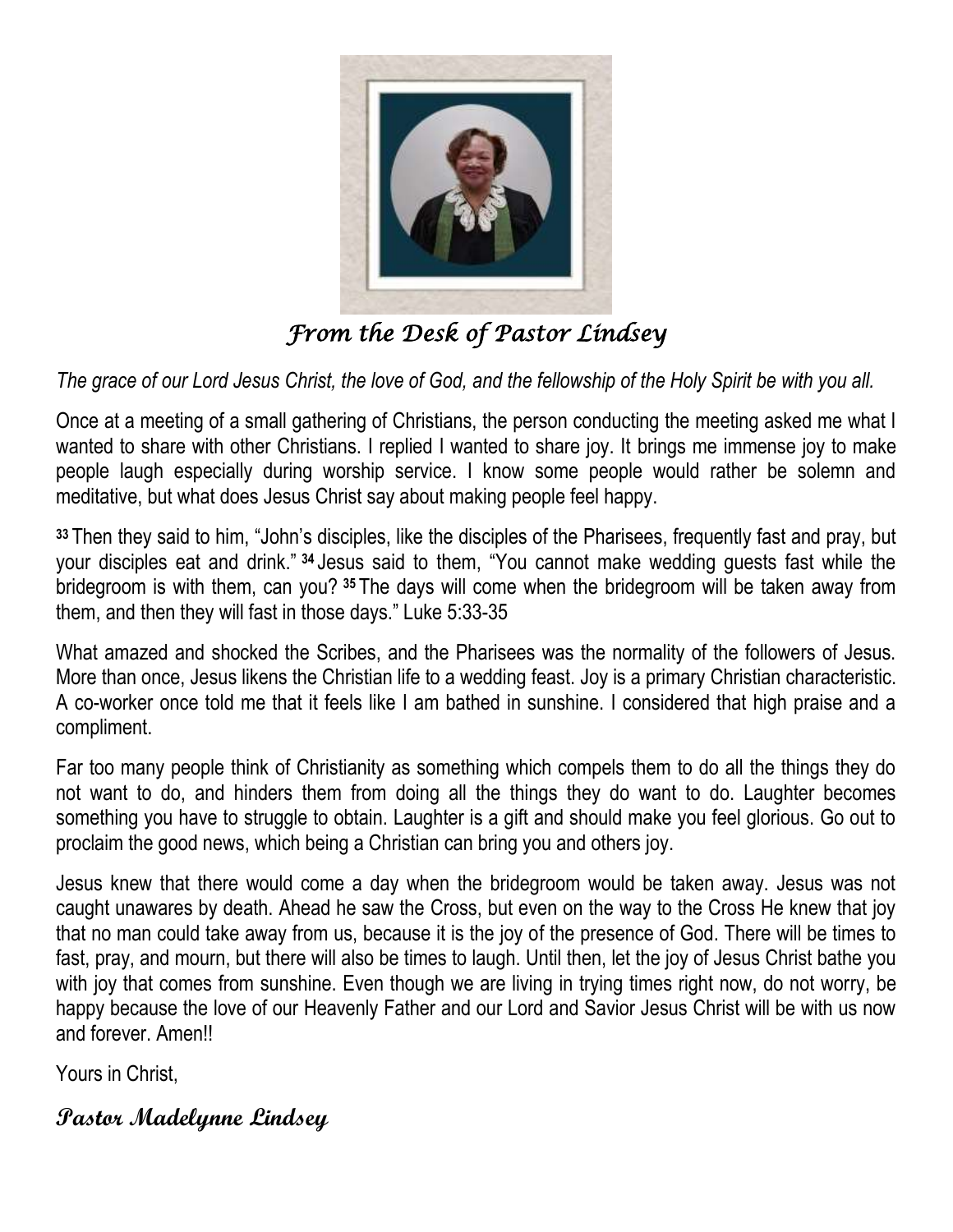## *From the Desk of Pastor Lindsey*

*The grace of our Lord Jesus Christ, the love of God, and the fellowship of the Holy Spirit be with you all.*

Once at a meeting of a small gathering of Christians, the person conducting the meeting asked me what I wanted to share with other Christians. I replied I wanted to share joy. It brings me immense joy to make people laugh especially during worship service. I know some people would rather be solemn and meditative, but what does Jesus Christ say about making people feel happy.

**33** Then they said to him, "John's disciples, like the disciples of the Pharisees, frequently fast and pray, but your disciples eat and drink." **34** Jesus said to them, "You cannot make wedding guests fast while the bridegroom is with them, can you? **35** The days will come when the bridegroom will be taken away from them, and then they will fast in those days." Luke 5:33-35

What amazed and shocked the Scribes, and the Pharisees was the normality of the followers of Jesus. More than once, Jesus likens the Christian life to a wedding feast. Joy is a primary Christian characteristic. A co-worker once told me that it feels like I am bathed in sunshine. I considered that high praise and a compliment.

Far too many people think of Christianity as something which compels them to do all the things they do not want to do, and hinders them from doing all the things they do want to do. Laughter becomes something you have to struggle to obtain. Laughter is a gift and should make you feel glorious. Go out to proclaim the good news, which being a Christian can bring you and others joy.

Jesus knew that there would come a day when the bridegroom would be taken away. Jesus was not caught unawares by death. Ahead he saw the Cross, but even on the way to the Cross He knew that joy that no man could take away from us, because it is the joy of the presence of God. There will be times to fast, pray, and mourn, but there will also be times to laugh. Until then, let the joy of Jesus Christ bathe you with joy that comes from sunshine. Even though we are living in trying times right now, do not worry, be happy because the love of our Heavenly Father and our Lord and Savior Jesus Christ will be with us now and forever. Amen!!

Yours in Christ,

**Pastor Madelynne Lindsey**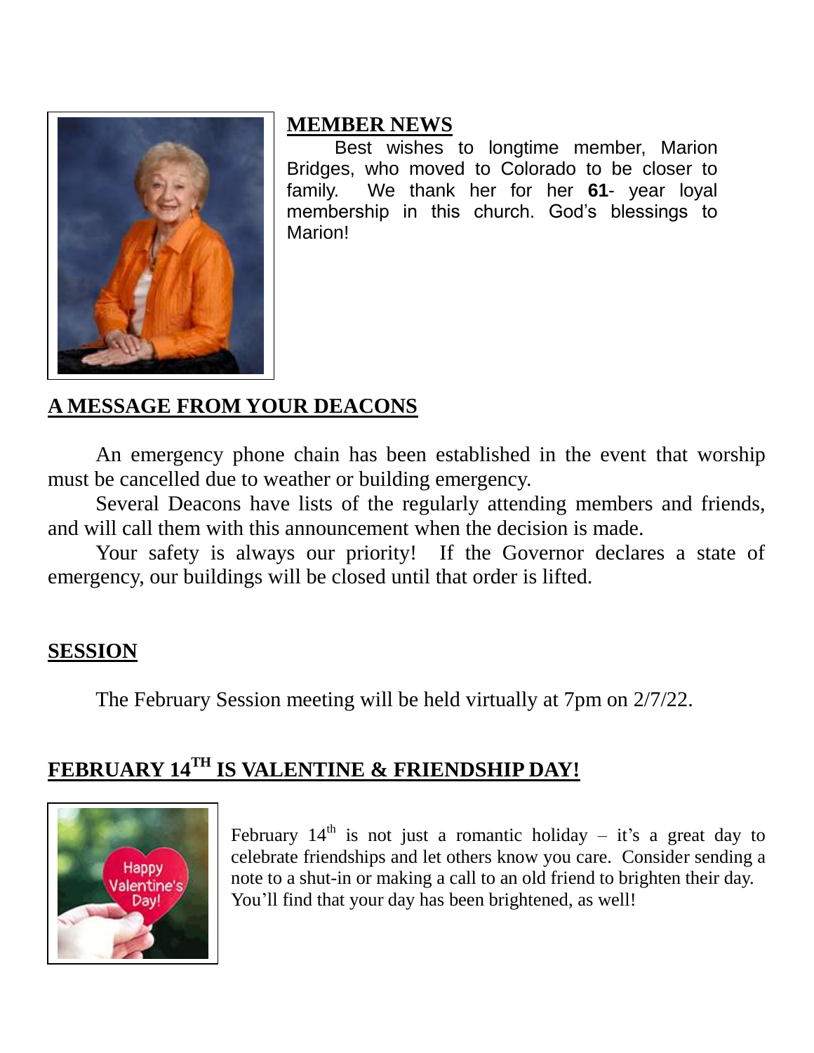## MEMBER NEWS

Best wishes to longtime member, Marion Bridges, who moved to Colorado to be closer to family. We thank her for her **61**- year loyal membership in this church. God's blessings to Marion!

## A MESSAGE FROM YOUR DEACONS

An emergency phone chain has been established in the event that worship must be cancelled due to weather or building emergency.

Several Deacons have lists of the regularly attending members and friends, and will call them with this announcement when the decision is made.

Your safety is always our priority! If the Governor declares a state of emergency, our buildings will be closed until that order is lifted.

## SESSION

The February Session meeting will be held virtually at 7pm on 2/7/22.

## FEBRUARY 14TH IS VALENTINE & FRIENDSHIP DAY!

February 14th is not just a romantic holiday – it's a great day to celebrate friendships and let others know you care. Consider sending a note to a shut-in or making a call to an old friend to brighten their day. You'll find that your day has been brightened, as well!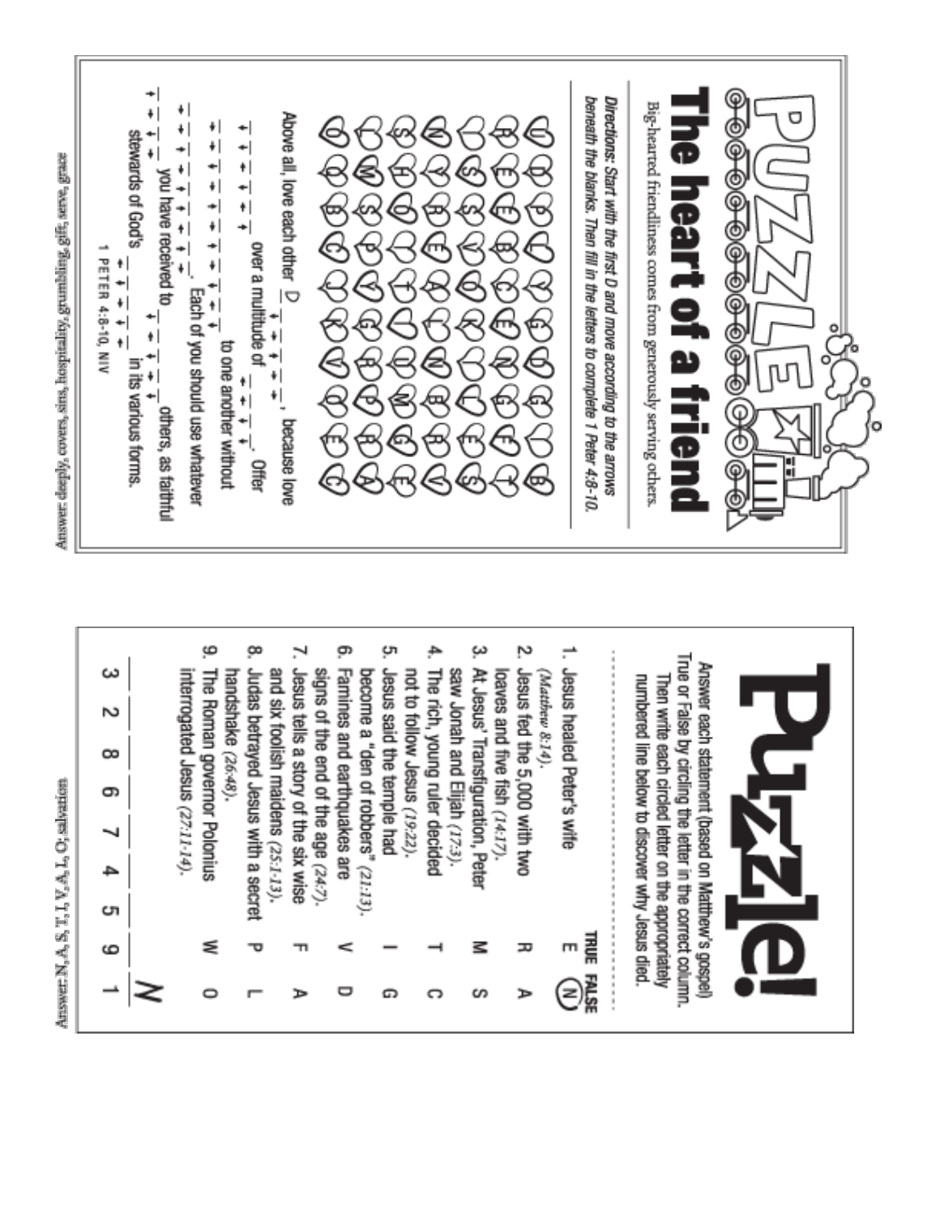# PUZZLE

## The heart of a friend

Big-hearted friendliness comes from generously serving others.

***Directions:*** *Start with the first D and move according to the arrows beneath the blanks. Then fill in the letters to complete 1 Peter 4:8-10.*

Above all, love each other D _ _ _ _ _, because love _ _ _ _ _ _ over a multitude of _ _ _ _. Offer _ _ _ _ _ _ _ _ _ _ _ to one another without _ _ _ _ _ _ _ _ _ _. Each of you should use whatever _ _ _ _ you have received to _ _ _ _ _ others, as faithful stewards of God's _ _ _ _ _ in its various forms.

1 PETER 4:8-10, NIV

Answer: deeply, covers, sins, hospitality, grumbling, gift, serve, grace

---

# Puzzle!

Answer each statement (based on Matthew's gospel) True or False by circling the letter in the correct column. Then write each circled letter on the appropriately numbered line below to discover why Jesus died.

| | TRUE | FALSE |
|---|---|---|
| 1. Jesus healed Peter's wife *(Matthew 8:14)*. | E | (N) |
| 2. Jesus fed the 5,000 with two loaves and five fish *(14:17)*. | R | A |
| 3. At Jesus' Transfiguration, Peter saw Jonah and Elijah *(17:3)*. | M | S |
| 4. The rich, young ruler decided not to follow Jesus *(19:22)*. | T | C |
| 5. Jesus said the temple had become a "den of robbers" *(21:13)*. | I | G |
| 6. Famines and earthquakes are signs of the end of the age *(24:7)*. | V | D |
| 7. Jesus tells a story of the six wise and six foolish maidens *(25:1-13)*. | F | A |
| 8. Judas betrayed Jesus with a secret handshake *(26:48)*. | P | L |
| 9. The Roman governor Polonius interrogated Jesus *(27:11-14)*. | W | O |

_ _ _ _ _ _ _ _ N
3 2 8 6 7 4 5 9 1

Answer: N, A, S, T, I, V, A, L, O: salvation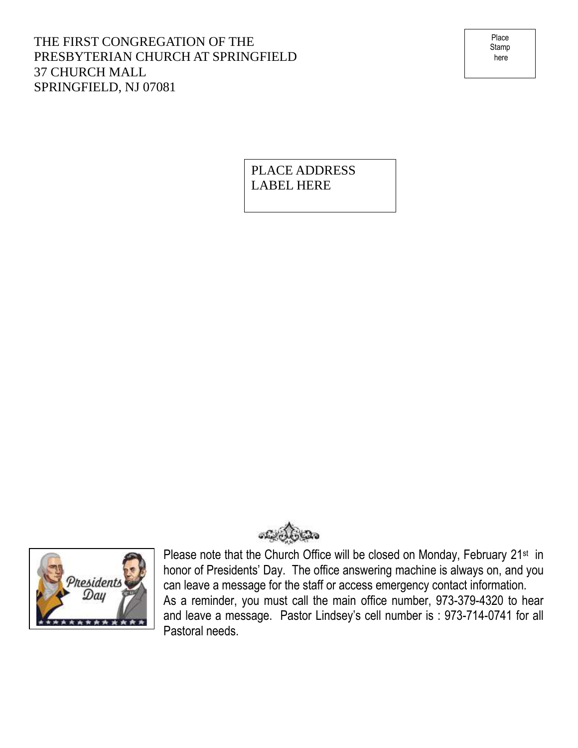THE FIRST CONGREGATION OF THE
PRESBYTERIAN CHURCH AT SPRINGFIELD
37 CHURCH MALL
SPRINGFIELD, NJ 07081

Place
Stamp
here

PLACE ADDRESS
LABEL HERE

Please note that the Church Office will be closed on Monday, February 21st in honor of Presidents' Day. The office answering machine is always on, and you can leave a message for the staff or access emergency contact information.
As a reminder, you must call the main office number, 973-379-4320 to hear and leave a message. Pastor Lindsey's cell number is : 973-714-0741 for all Pastoral needs.